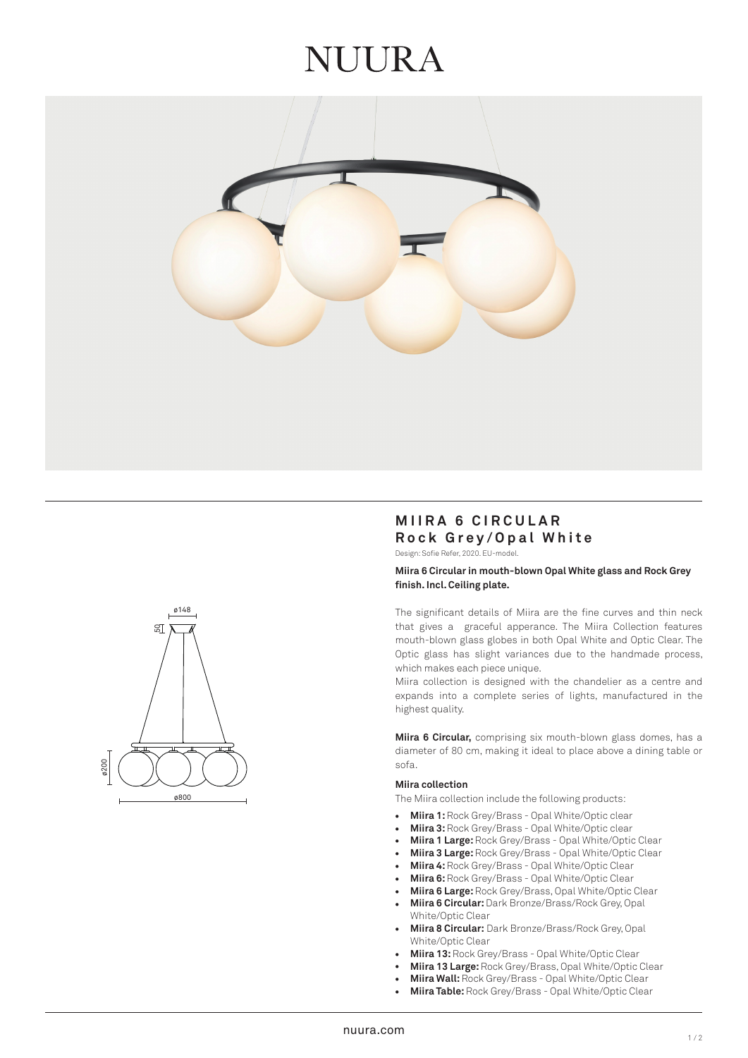# NUURA

## MIIRA 6 CIRCULAR
## Rock Grey/Opal White

Design: Sofie Refer, 2020. EU-model.

**Miira 6 Circular in mouth-blown Opal White glass and Rock Grey finish. Incl. Ceiling plate.**

The significant details of Miira are the fine curves and thin neck that gives a graceful apperance. The Miira Collection features mouth-blown glass globes in both Opal White and Optic Clear. The Optic glass has slight variances due to the handmade process, which makes each piece unique.
Miira collection is designed with the chandelier as a centre and expands into a complete series of lights, manufactured in the highest quality.

**Miira 6 Circular,** comprising six mouth-blown glass domes, has a diameter of 80 cm, making it ideal to place above a dining table or sofa.

**Miira collection**

The Miira collection include the following products:

- **Miira 1:** Rock Grey/Brass - Opal White/Optic clear
- **Miira 3:** Rock Grey/Brass - Opal White/Optic clear
- **Miira 1 Large:** Rock Grey/Brass - Opal White/Optic Clear
- **Miira 3 Large:** Rock Grey/Brass - Opal White/Optic Clear
- **Miira 4:** Rock Grey/Brass - Opal White/Optic Clear
- **Miira 6:** Rock Grey/Brass - Opal White/Optic Clear
- **Miira 6 Large:** Rock Grey/Brass, Opal White/Optic Clear
- **Miira 6 Circular:** Dark Bronze/Brass/Rock Grey, Opal White/Optic Clear
- **Miira 8 Circular:** Dark Bronze/Brass/Rock Grey, Opal White/Optic Clear
- **Miira 13:** Rock Grey/Brass - Opal White/Optic Clear
- **Miira 13 Large:** Rock Grey/Brass, Opal White/Optic Clear
- **Miira Wall:** Rock Grey/Brass - Opal White/Optic Clear
- **Miira Table:** Rock Grey/Brass - Opal White/Optic Clear

nuura.com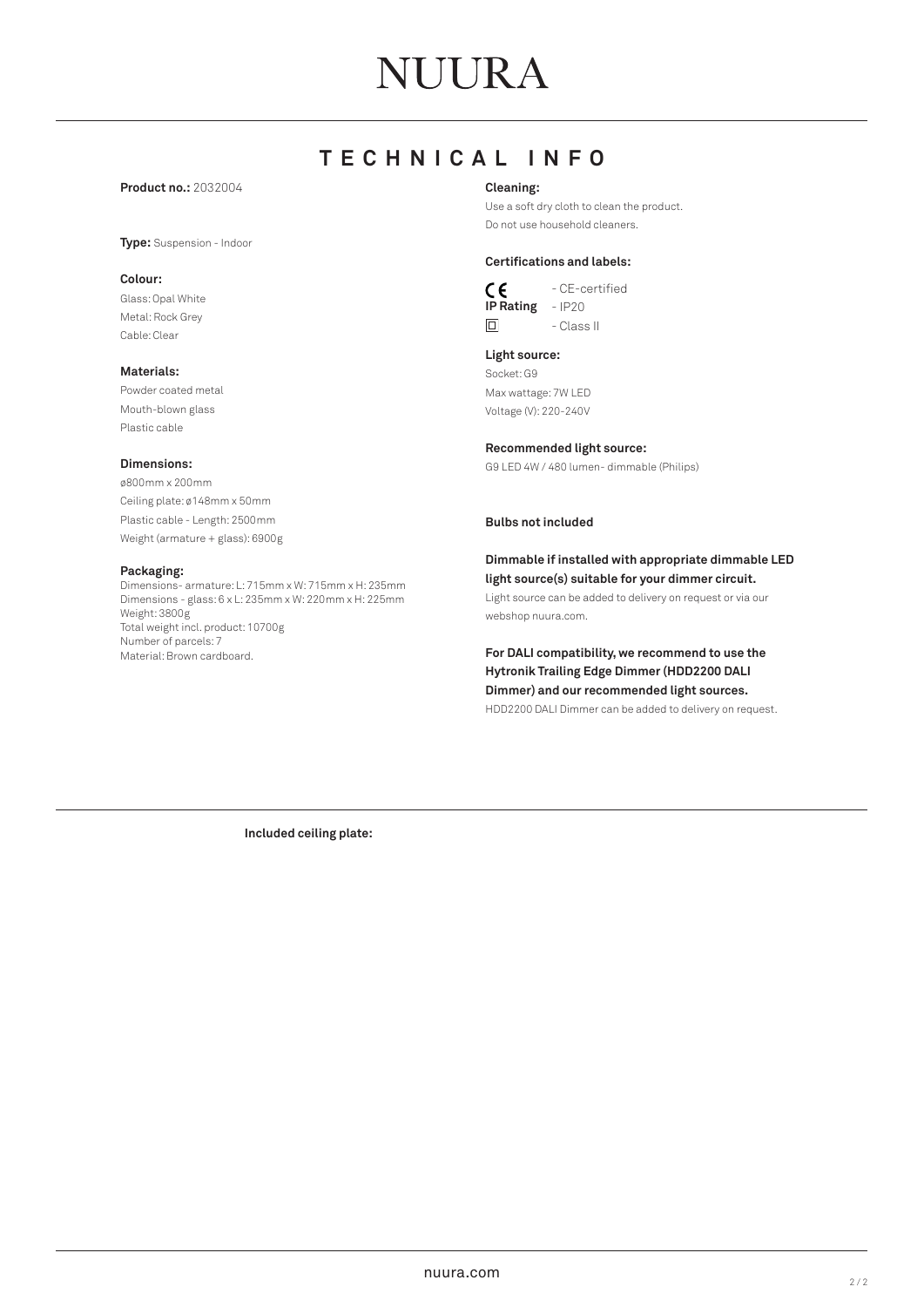# NUURA

## TECHNICAL INFO

**Product no.:** 2032004

**Type:** Suspension - Indoor

**Colour:**
Glass: Opal White
Metal: Rock Grey
Cable: Clear

**Materials:**
Powder coated metal
Mouth-blown glass
Plastic cable

**Dimensions:**
ø800mm x 200mm
Ceiling plate: ø148mm x 50mm
Plastic cable - Length: 2500mm
Weight (armature + glass): 6900g

**Packaging:**
Dimensions- armature: L: 715mm x W: 715mm x H: 235mm
Dimensions - glass: 6 x L: 235mm x W: 220mm x H: 225mm
Weight: 3800g
Total weight incl. product: 10700g
Number of parcels: 7
Material: Brown cardboard.

**Cleaning:**
Use a soft dry cloth to clean the product.
Do not use household cleaners.

**Certifications and labels:**

CE - CE-certified
**IP Rating** - IP20
- Class II

**Light source:**
Socket: G9
Max wattage: 7W LED
Voltage (V): 220-240V

**Recommended light source:**
G9 LED 4W / 480 lumen- dimmable (Philips)

**Bulbs not included**

**Dimmable if installed with appropriate dimmable LED light source(s) suitable for your dimmer circuit.**
Light source can be added to delivery on request or via our webshop nuura.com.

**For DALI compatibility, we recommend to use the Hytronik Trailing Edge Dimmer (HDD2200 DALI Dimmer) and our recommended light sources.**
HDD2200 DALI Dimmer can be added to delivery on request.

**Included ceiling plate:**

nuura.com